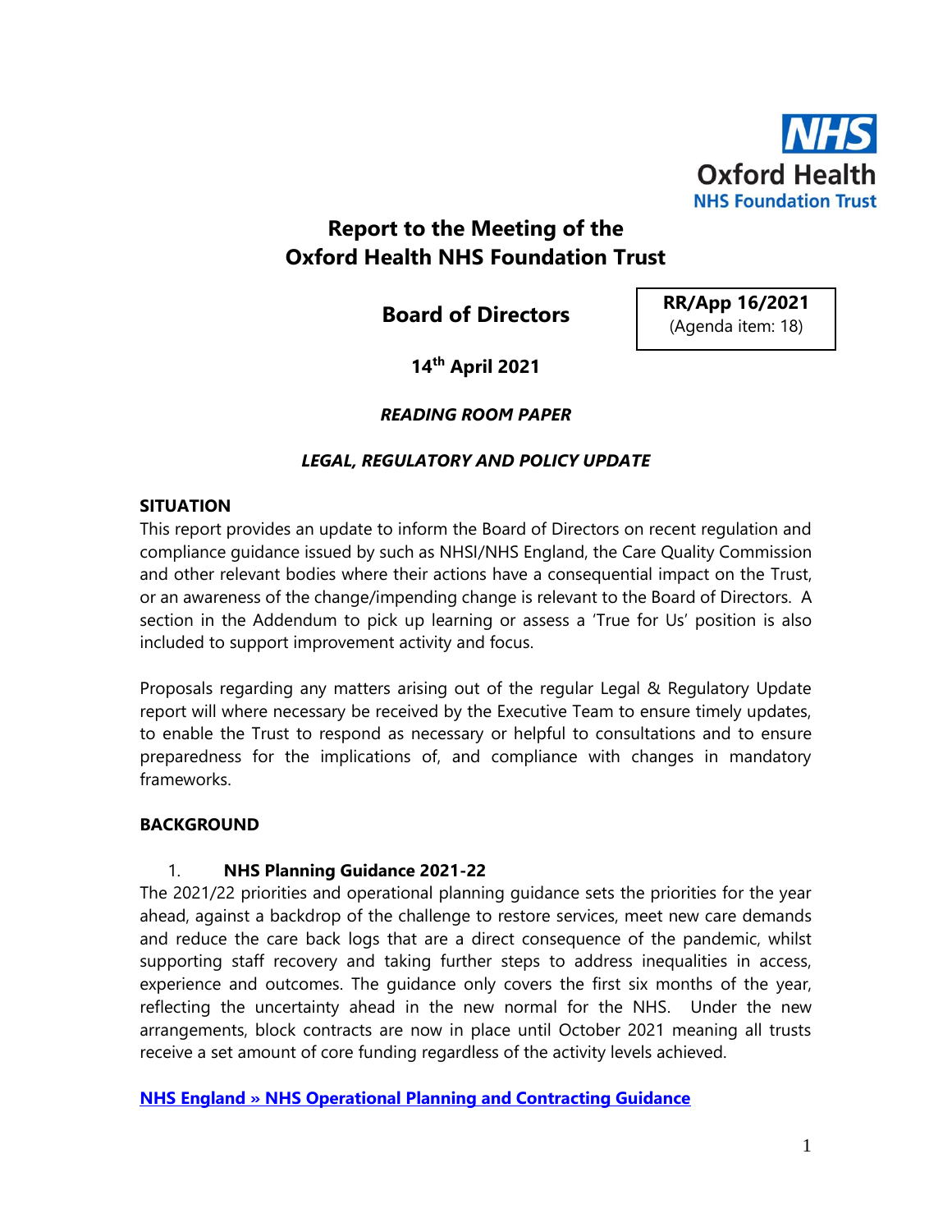# Report to the Meeting of the Oxford Health NHS Foundation Trust

## Board of Directors

**RR/App 16/2021**
(Agenda item: 18)

**14th April 2021**

***READING ROOM PAPER***

***LEGAL, REGULATORY AND POLICY UPDATE***

**SITUATION**

This report provides an update to inform the Board of Directors on recent regulation and compliance guidance issued by such as NHSI/NHS England, the Care Quality Commission and other relevant bodies where their actions have a consequential impact on the Trust, or an awareness of the change/impending change is relevant to the Board of Directors. A section in the Addendum to pick up learning or assess a 'True for Us' position is also included to support improvement activity and focus.

Proposals regarding any matters arising out of the regular Legal & Regulatory Update report will where necessary be received by the Executive Team to ensure timely updates, to enable the Trust to respond as necessary or helpful to consultations and to ensure preparedness for the implications of, and compliance with changes in mandatory frameworks.

**BACKGROUND**

1. **NHS Planning Guidance 2021-22**

The 2021/22 priorities and operational planning guidance sets the priorities for the year ahead, against a backdrop of the challenge to restore services, meet new care demands and reduce the care back logs that are a direct consequence of the pandemic, whilst supporting staff recovery and taking further steps to address inequalities in access, experience and outcomes. The guidance only covers the first six months of the year, reflecting the uncertainty ahead in the new normal for the NHS. Under the new arrangements, block contracts are now in place until October 2021 meaning all trusts receive a set amount of core funding regardless of the activity levels achieved.

**NHS England » NHS Operational Planning and Contracting Guidance**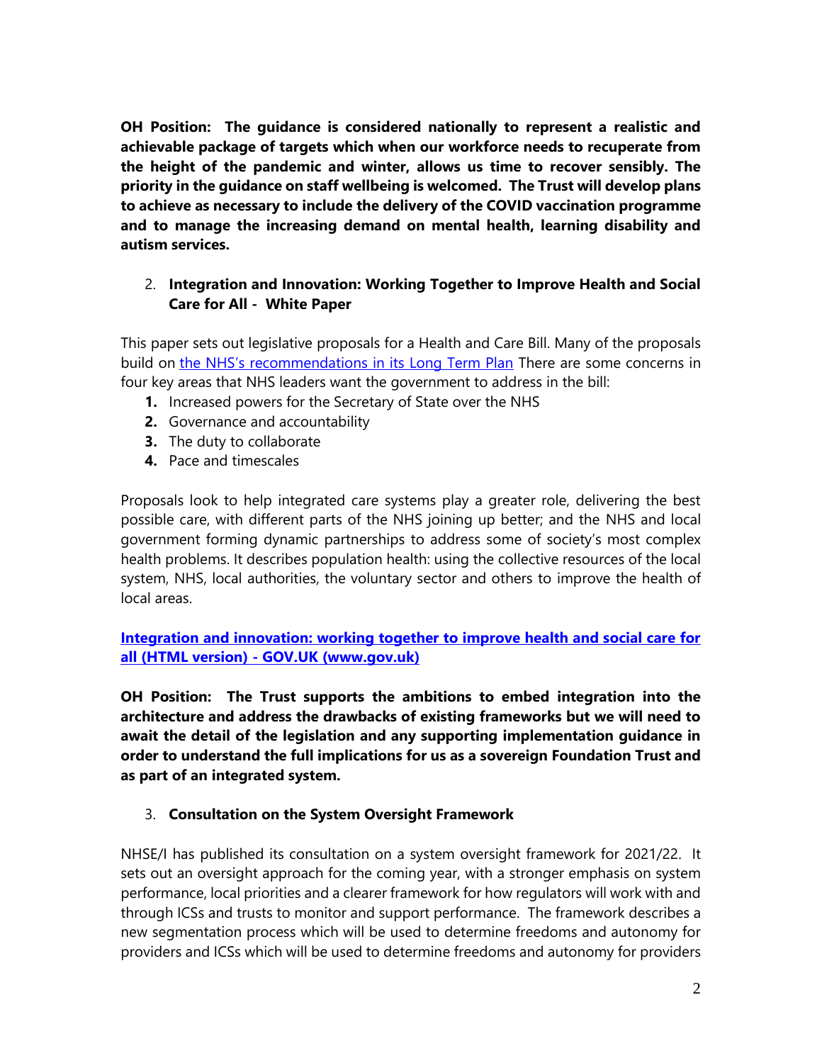**OH Position: The guidance is considered nationally to represent a realistic and achievable package of targets which when our workforce needs to recuperate from the height of the pandemic and winter, allows us time to recover sensibly. The priority in the guidance on staff wellbeing is welcomed. The Trust will develop plans to achieve as necessary to include the delivery of the COVID vaccination programme and to manage the increasing demand on mental health, learning disability and autism services.**

2. **Integration and Innovation: Working Together to Improve Health and Social Care for All - White Paper**

This paper sets out legislative proposals for a Health and Care Bill. Many of the proposals build on the NHS's recommendations in its Long Term Plan There are some concerns in four key areas that NHS leaders want the government to address in the bill:

1. Increased powers for the Secretary of State over the NHS
2. Governance and accountability
3. The duty to collaborate
4. Pace and timescales

Proposals look to help integrated care systems play a greater role, delivering the best possible care, with different parts of the NHS joining up better; and the NHS and local government forming dynamic partnerships to address some of society's most complex health problems. It describes population health: using the collective resources of the local system, NHS, local authorities, the voluntary sector and others to improve the health of local areas.

**Integration and innovation: working together to improve health and social care for all (HTML version) - GOV.UK (www.gov.uk)**

**OH Position: The Trust supports the ambitions to embed integration into the architecture and address the drawbacks of existing frameworks but we will need to await the detail of the legislation and any supporting implementation guidance in order to understand the full implications for us as a sovereign Foundation Trust and as part of an integrated system.**

3. **Consultation on the System Oversight Framework**

NHSE/I has published its consultation on a system oversight framework for 2021/22. It sets out an oversight approach for the coming year, with a stronger emphasis on system performance, local priorities and a clearer framework for how regulators will work with and through ICSs and trusts to monitor and support performance. The framework describes a new segmentation process which will be used to determine freedoms and autonomy for providers and ICSs which will be used to determine freedoms and autonomy for providers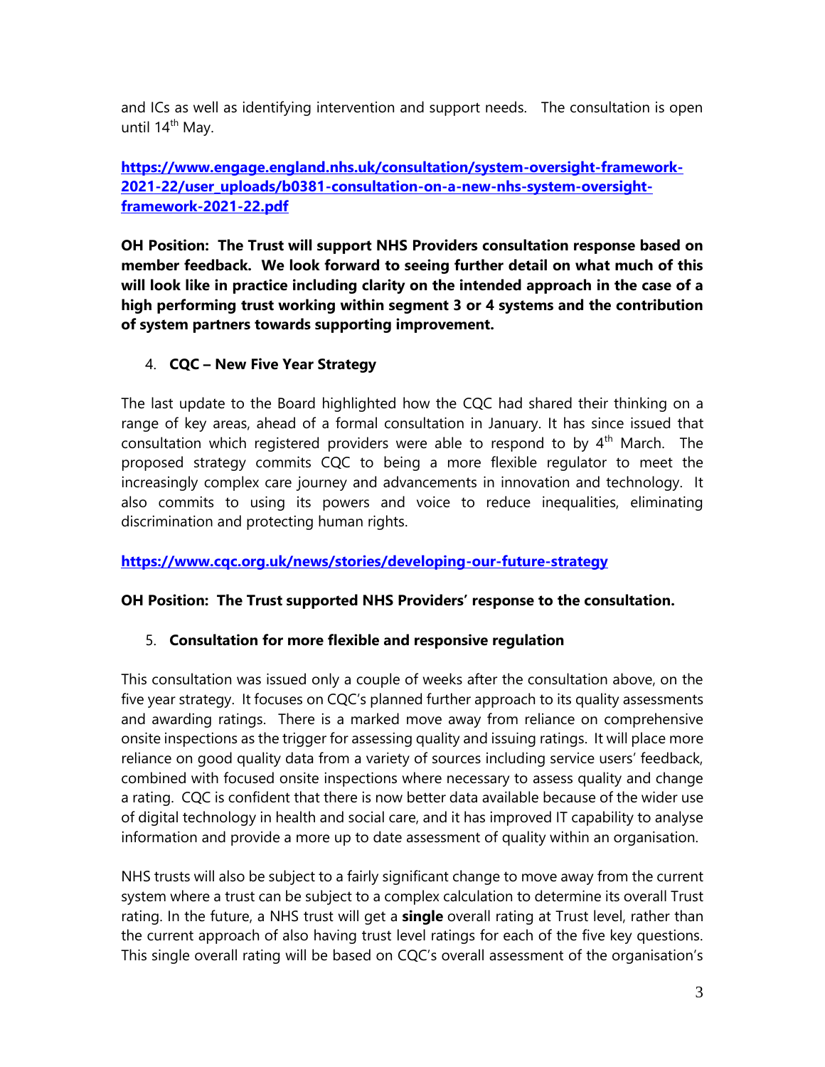and ICs as well as identifying intervention and support needs. The consultation is open until 14th May.

**https://www.engage.england.nhs.uk/consultation/system-oversight-framework-2021-22/user_uploads/b0381-consultation-on-a-new-nhs-system-oversight-framework-2021-22.pdf**

**OH Position: The Trust will support NHS Providers consultation response based on member feedback. We look forward to seeing further detail on what much of this will look like in practice including clarity on the intended approach in the case of a high performing trust working within segment 3 or 4 systems and the contribution of system partners towards supporting improvement.**

4. **CQC – New Five Year Strategy**

The last update to the Board highlighted how the CQC had shared their thinking on a range of key areas, ahead of a formal consultation in January. It has since issued that consultation which registered providers were able to respond to by 4th March. The proposed strategy commits CQC to being a more flexible regulator to meet the increasingly complex care journey and advancements in innovation and technology. It also commits to using its powers and voice to reduce inequalities, eliminating discrimination and protecting human rights.

**https://www.cqc.org.uk/news/stories/developing-our-future-strategy**

**OH Position: The Trust supported NHS Providers' response to the consultation.**

5. **Consultation for more flexible and responsive regulation**

This consultation was issued only a couple of weeks after the consultation above, on the five year strategy. It focuses on CQC's planned further approach to its quality assessments and awarding ratings. There is a marked move away from reliance on comprehensive onsite inspections as the trigger for assessing quality and issuing ratings. It will place more reliance on good quality data from a variety of sources including service users' feedback, combined with focused onsite inspections where necessary to assess quality and change a rating. CQC is confident that there is now better data available because of the wider use of digital technology in health and social care, and it has improved IT capability to analyse information and provide a more up to date assessment of quality within an organisation.

NHS trusts will also be subject to a fairly significant change to move away from the current system where a trust can be subject to a complex calculation to determine its overall Trust rating. In the future, a NHS trust will get a **single** overall rating at Trust level, rather than the current approach of also having trust level ratings for each of the five key questions. This single overall rating will be based on CQC's overall assessment of the organisation's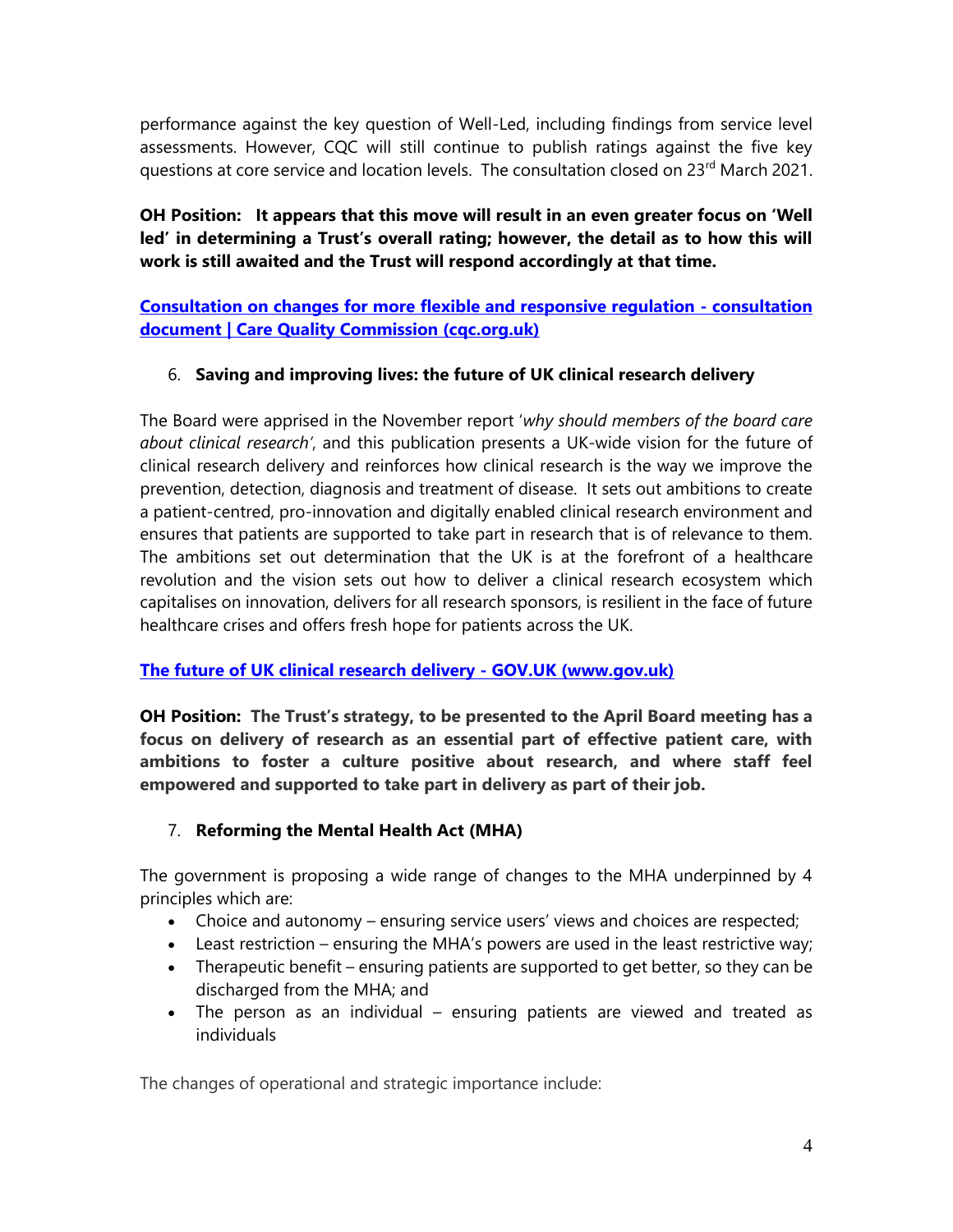performance against the key question of Well-Led, including findings from service level assessments. However, CQC will still continue to publish ratings against the five key questions at core service and location levels. The consultation closed on 23rd March 2021.

**OH Position: It appears that this move will result in an even greater focus on 'Well led' in determining a Trust's overall rating; however, the detail as to how this will work is still awaited and the Trust will respond accordingly at that time.**

**[Consultation on changes for more flexible and responsive regulation - consultation document | Care Quality Commission (cqc.org.uk)]**

6. **Saving and improving lives: the future of UK clinical research delivery**

The Board were apprised in the November report '*why should members of the board care about clinical research'*, and this publication presents a UK-wide vision for the future of clinical research delivery and reinforces how clinical research is the way we improve the prevention, detection, diagnosis and treatment of disease. It sets out ambitions to create a patient-centred, pro-innovation and digitally enabled clinical research environment and ensures that patients are supported to take part in research that is of relevance to them. The ambitions set out determination that the UK is at the forefront of a healthcare revolution and the vision sets out how to deliver a clinical research ecosystem which capitalises on innovation, delivers for all research sponsors, is resilient in the face of future healthcare crises and offers fresh hope for patients across the UK.

**[The future of UK clinical research delivery - GOV.UK (www.gov.uk)]**

**OH Position: The Trust's strategy, to be presented to the April Board meeting has a focus on delivery of research as an essential part of effective patient care, with ambitions to foster a culture positive about research, and where staff feel empowered and supported to take part in delivery as part of their job.**

7. **Reforming the Mental Health Act (MHA)**

The government is proposing a wide range of changes to the MHA underpinned by 4 principles which are:

- Choice and autonomy – ensuring service users' views and choices are respected;
- Least restriction – ensuring the MHA's powers are used in the least restrictive way;
- Therapeutic benefit – ensuring patients are supported to get better, so they can be discharged from the MHA; and
- The person as an individual – ensuring patients are viewed and treated as individuals

The changes of operational and strategic importance include: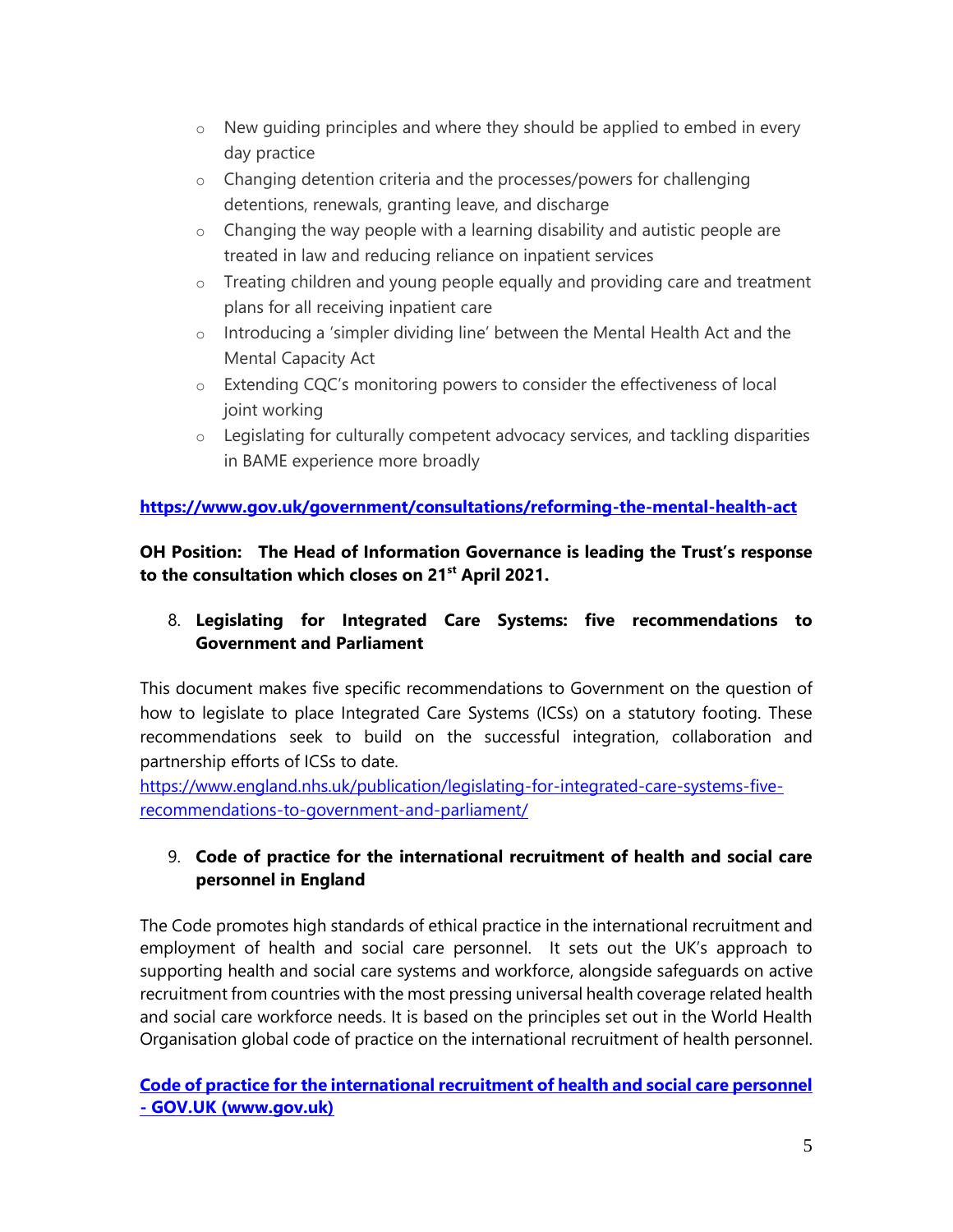- New guiding principles and where they should be applied to embed in every day practice
- Changing detention criteria and the processes/powers for challenging detentions, renewals, granting leave, and discharge
- Changing the way people with a learning disability and autistic people are treated in law and reducing reliance on inpatient services
- Treating children and young people equally and providing care and treatment plans for all receiving inpatient care
- Introducing a 'simpler dividing line' between the Mental Health Act and the Mental Capacity Act
- Extending CQC's monitoring powers to consider the effectiveness of local joint working
- Legislating for culturally competent advocacy services, and tackling disparities in BAME experience more broadly

**https://www.gov.uk/government/consultations/reforming-the-mental-health-act**

**OH Position: The Head of Information Governance is leading the Trust's response to the consultation which closes on 21st April 2021.**

8. **Legislating for Integrated Care Systems: five recommendations to Government and Parliament**

This document makes five specific recommendations to Government on the question of how to legislate to place Integrated Care Systems (ICSs) on a statutory footing. These recommendations seek to build on the successful integration, collaboration and partnership efforts of ICSs to date.
https://www.england.nhs.uk/publication/legislating-for-integrated-care-systems-five-recommendations-to-government-and-parliament/

9. **Code of practice for the international recruitment of health and social care personnel in England**

The Code promotes high standards of ethical practice in the international recruitment and employment of health and social care personnel. It sets out the UK's approach to supporting health and social care systems and workforce, alongside safeguards on active recruitment from countries with the most pressing universal health coverage related health and social care workforce needs. It is based on the principles set out in the World Health Organisation global code of practice on the international recruitment of health personnel.

**Code of practice for the international recruitment of health and social care personnel - GOV.UK (www.gov.uk)**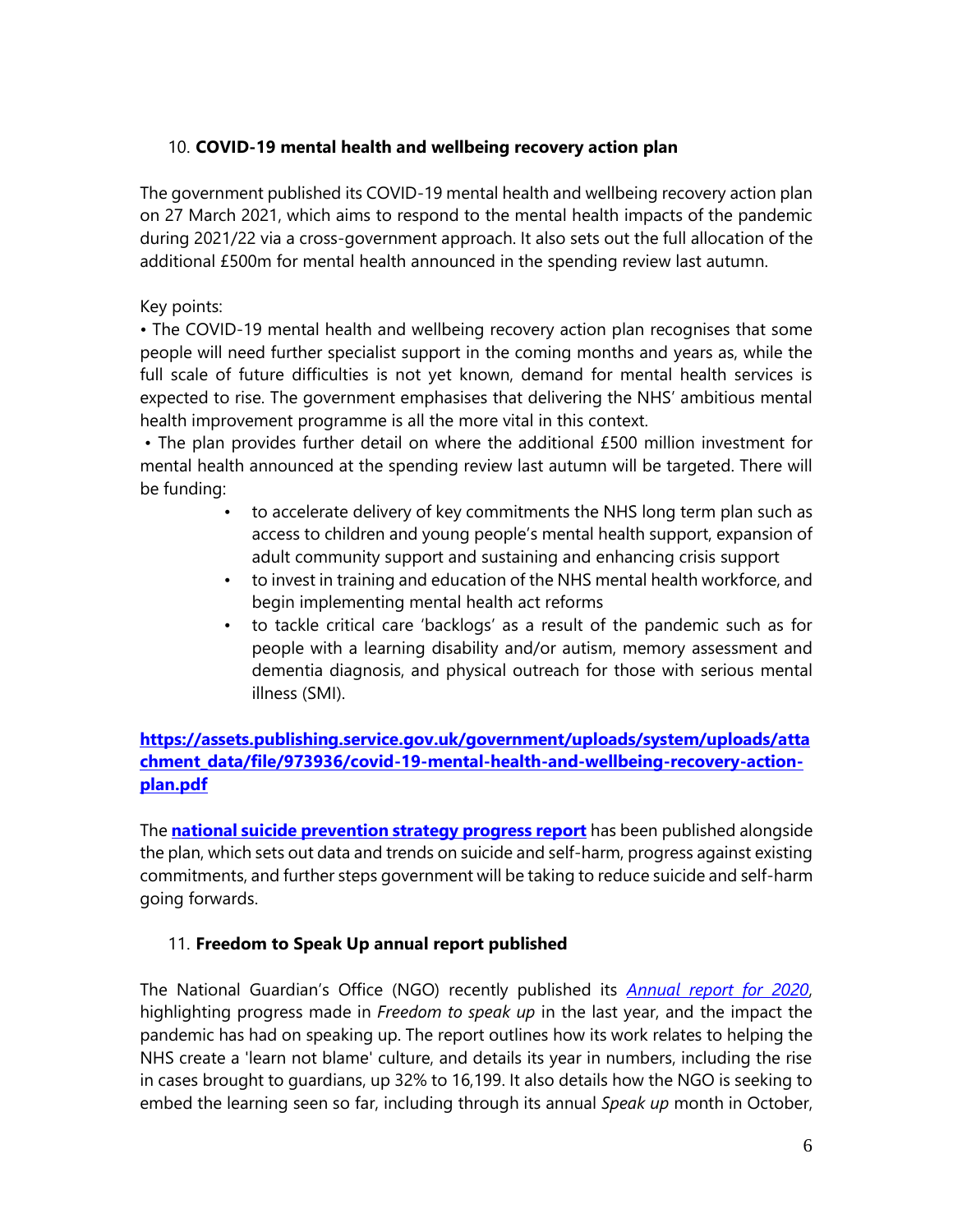## 10. **COVID-19 mental health and wellbeing recovery action plan**

The government published its COVID-19 mental health and wellbeing recovery action plan on 27 March 2021, which aims to respond to the mental health impacts of the pandemic during 2021/22 via a cross-government approach. It also sets out the full allocation of the additional £500m for mental health announced in the spending review last autumn.

Key points:

- The COVID-19 mental health and wellbeing recovery action plan recognises that some people will need further specialist support in the coming months and years as, while the full scale of future difficulties is not yet known, demand for mental health services is expected to rise. The government emphasises that delivering the NHS' ambitious mental health improvement programme is all the more vital in this context.
- The plan provides further detail on where the additional £500 million investment for mental health announced at the spending review last autumn will be targeted. There will be funding:
  - to accelerate delivery of key commitments the NHS long term plan such as access to children and young people's mental health support, expansion of adult community support and sustaining and enhancing crisis support
  - to invest in training and education of the NHS mental health workforce, and begin implementing mental health act reforms
  - to tackle critical care 'backlogs' as a result of the pandemic such as for people with a learning disability and/or autism, memory assessment and dementia diagnosis, and physical outreach for those with serious mental illness (SMI).

**https://assets.publishing.service.gov.uk/government/uploads/system/uploads/attachment_data/file/973936/covid-19-mental-health-and-wellbeing-recovery-action-plan.pdf**

The **national suicide prevention strategy progress report** has been published alongside the plan, which sets out data and trends on suicide and self-harm, progress against existing commitments, and further steps government will be taking to reduce suicide and self-harm going forwards.

## 11. **Freedom to Speak Up annual report published**

The National Guardian's Office (NGO) recently published its *Annual report for 2020*, highlighting progress made in *Freedom to speak up* in the last year, and the impact the pandemic has had on speaking up. The report outlines how its work relates to helping the NHS create a 'learn not blame' culture, and details its year in numbers, including the rise in cases brought to guardians, up 32% to 16,199. It also details how the NGO is seeking to embed the learning seen so far, including through its annual *Speak up* month in October,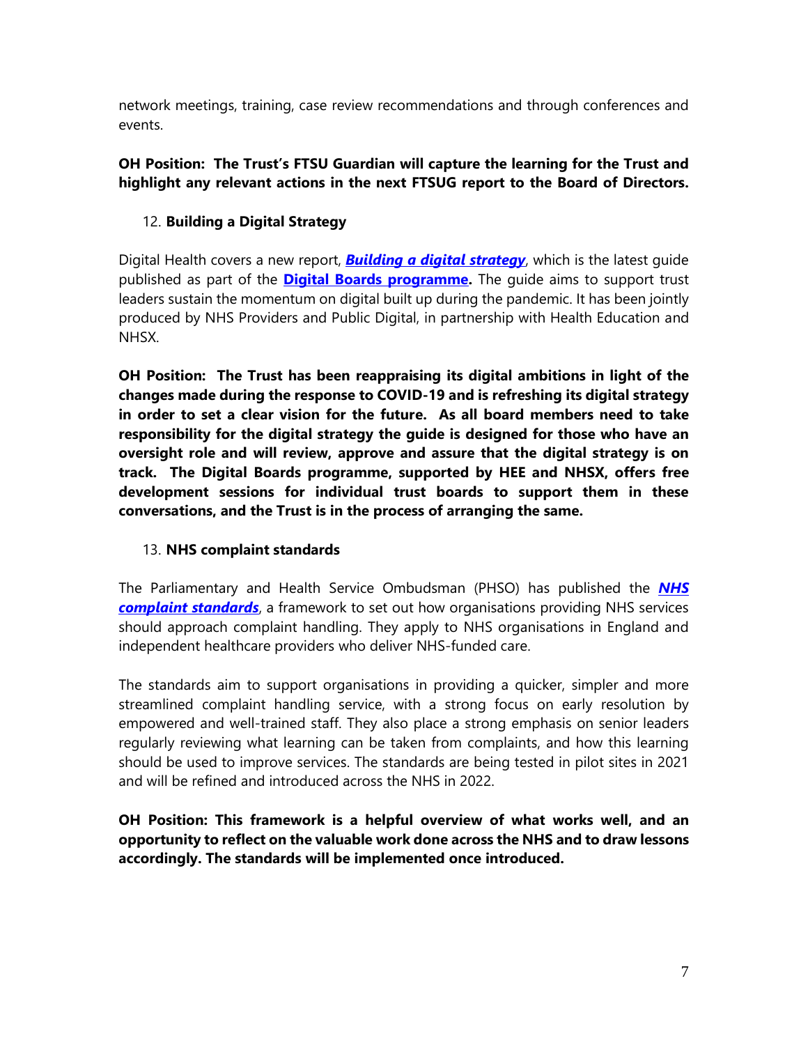network meetings, training, case review recommendations and through conferences and events.

**OH Position: The Trust's FTSU Guardian will capture the learning for the Trust and highlight any relevant actions in the next FTSUG report to the Board of Directors.**

12. **Building a Digital Strategy**

Digital Health covers a new report, ***Building a digital strategy***, which is the latest guide published as part of the **Digital Boards programme.** The guide aims to support trust leaders sustain the momentum on digital built up during the pandemic. It has been jointly produced by NHS Providers and Public Digital, in partnership with Health Education and NHSX.

**OH Position: The Trust has been reappraising its digital ambitions in light of the changes made during the response to COVID-19 and is refreshing its digital strategy in order to set a clear vision for the future. As all board members need to take responsibility for the digital strategy the guide is designed for those who have an oversight role and will review, approve and assure that the digital strategy is on track. The Digital Boards programme, supported by HEE and NHSX, offers free development sessions for individual trust boards to support them in these conversations, and the Trust is in the process of arranging the same.**

13. **NHS complaint standards**

The Parliamentary and Health Service Ombudsman (PHSO) has published the ***NHS complaint standards***, a framework to set out how organisations providing NHS services should approach complaint handling. They apply to NHS organisations in England and independent healthcare providers who deliver NHS-funded care.

The standards aim to support organisations in providing a quicker, simpler and more streamlined complaint handling service, with a strong focus on early resolution by empowered and well-trained staff. They also place a strong emphasis on senior leaders regularly reviewing what learning can be taken from complaints, and how this learning should be used to improve services. The standards are being tested in pilot sites in 2021 and will be refined and introduced across the NHS in 2022.

**OH Position: This framework is a helpful overview of what works well, and an opportunity to reflect on the valuable work done across the NHS and to draw lessons accordingly. The standards will be implemented once introduced.**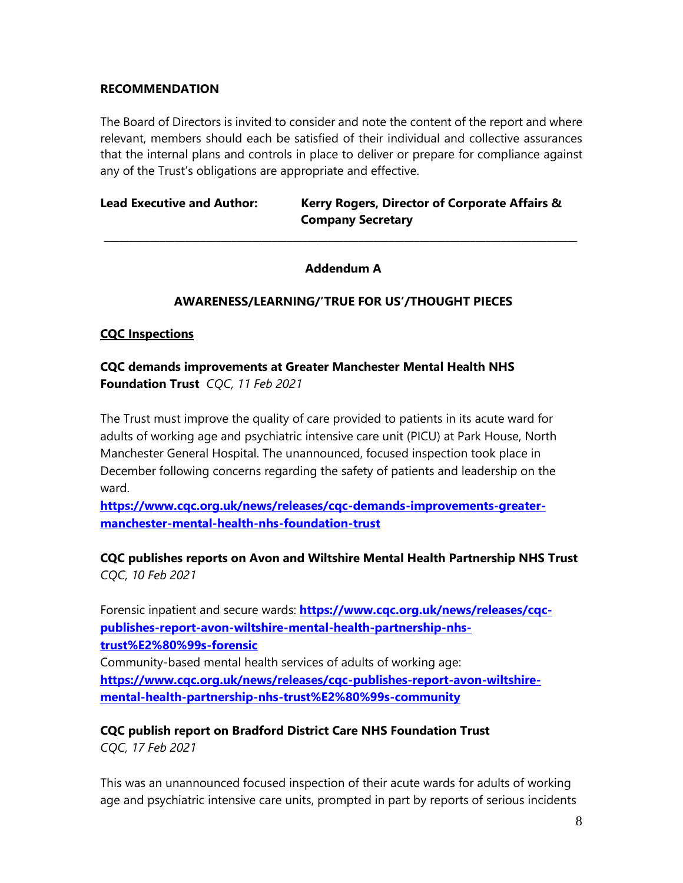**RECOMMENDATION**

The Board of Directors is invited to consider and note the content of the report and where relevant, members should each be satisfied of their individual and collective assurances that the internal plans and controls in place to deliver or prepare for compliance against any of the Trust's obligations are appropriate and effective.

**Lead Executive and Author:** **Kerry Rogers, Director of Corporate Affairs & Company Secretary**

---

**Addendum A**

**AWARENESS/LEARNING/'TRUE FOR US'/THOUGHT PIECES**

**CQC Inspections**

**CQC demands improvements at Greater Manchester Mental Health NHS Foundation Trust** *CQC, 11 Feb 2021*

The Trust must improve the quality of care provided to patients in its acute ward for adults of working age and psychiatric intensive care unit (PICU) at Park House, North Manchester General Hospital. The unannounced, focused inspection took place in December following concerns regarding the safety of patients and leadership on the ward.
**https://www.cqc.org.uk/news/releases/cqc-demands-improvements-greater-manchester-mental-health-nhs-foundation-trust**

**CQC publishes reports on Avon and Wiltshire Mental Health Partnership NHS Trust** *CQC, 10 Feb 2021*

Forensic inpatient and secure wards: **https://www.cqc.org.uk/news/releases/cqc-publishes-report-avon-wiltshire-mental-health-partnership-nhs-trust%E2%80%99s-forensic**
Community-based mental health services of adults of working age: **https://www.cqc.org.uk/news/releases/cqc-publishes-report-avon-wiltshire-mental-health-partnership-nhs-trust%E2%80%99s-community**

**CQC publish report on Bradford District Care NHS Foundation Trust** *CQC, 17 Feb 2021*

This was an unannounced focused inspection of their acute wards for adults of working age and psychiatric intensive care units, prompted in part by reports of serious incidents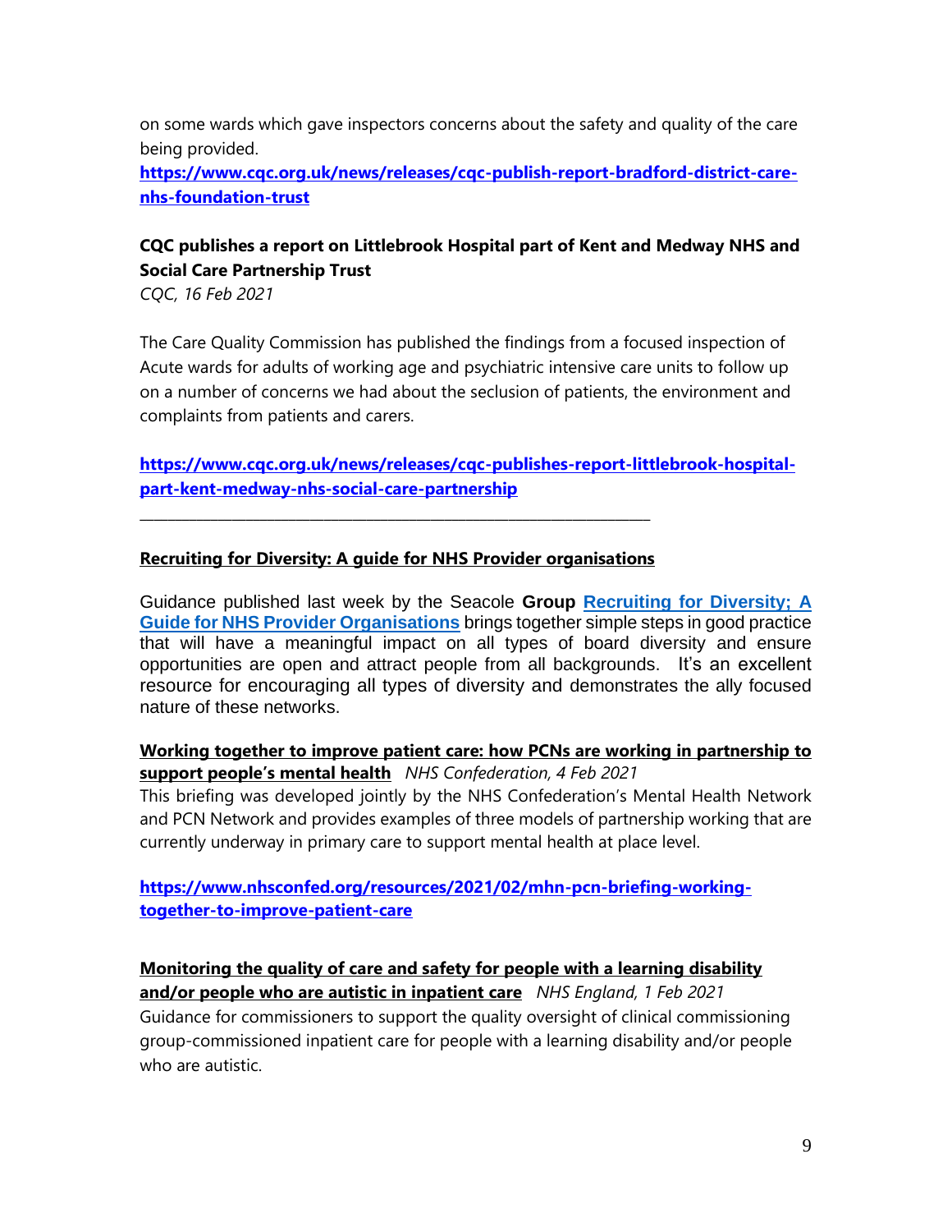on some wards which gave inspectors concerns about the safety and quality of the care being provided.

**https://www.cqc.org.uk/news/releases/cqc-publish-report-bradford-district-care-nhs-foundation-trust**

**CQC publishes a report on Littlebrook Hospital part of Kent and Medway NHS and Social Care Partnership Trust**

*CQC, 16 Feb 2021*

The Care Quality Commission has published the findings from a focused inspection of Acute wards for adults of working age and psychiatric intensive care units to follow up on a number of concerns we had about the seclusion of patients, the environment and complaints from patients and carers.

**https://www.cqc.org.uk/news/releases/cqc-publishes-report-littlebrook-hospital-part-kent-medway-nhs-social-care-partnership**

---

**Recruiting for Diversity: A guide for NHS Provider organisations**

Guidance published last week by the Seacole **Group** **Recruiting for Diversity; A Guide for NHS Provider Organisations** brings together simple steps in good practice that will have a meaningful impact on all types of board diversity and ensure opportunities are open and attract people from all backgrounds. It's an excellent resource for encouraging all types of diversity and demonstrates the ally focused nature of these networks.

**Working together to improve patient care: how PCNs are working in partnership to support people's mental health** *NHS Confederation, 4 Feb 2021*

This briefing was developed jointly by the NHS Confederation's Mental Health Network and PCN Network and provides examples of three models of partnership working that are currently underway in primary care to support mental health at place level.

**https://www.nhsconfed.org/resources/2021/02/mhn-pcn-briefing-working-together-to-improve-patient-care**

**Monitoring the quality of care and safety for people with a learning disability and/or people who are autistic in inpatient care** *NHS England, 1 Feb 2021*

Guidance for commissioners to support the quality oversight of clinical commissioning group-commissioned inpatient care for people with a learning disability and/or people who are autistic.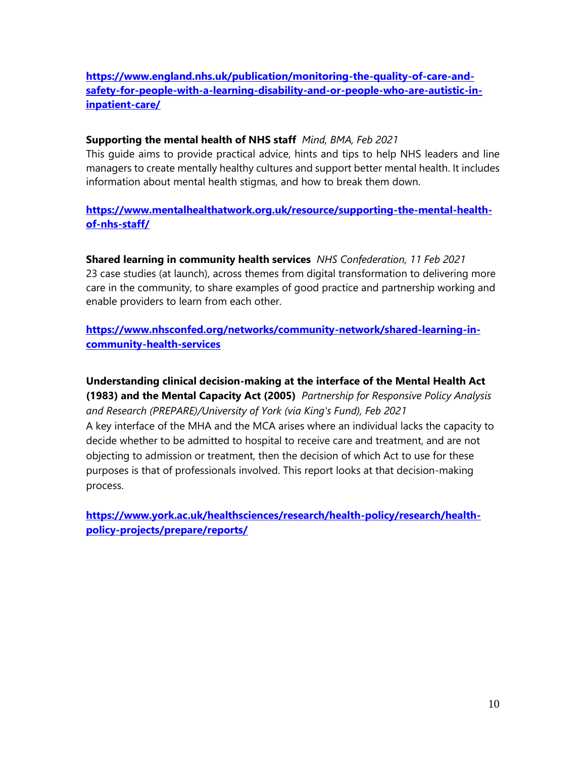**https://www.england.nhs.uk/publication/monitoring-the-quality-of-care-and-safety-for-people-with-a-learning-disability-and-or-people-who-are-autistic-in-inpatient-care/**

**Supporting the mental health of NHS staff** *Mind, BMA, Feb 2021*
This guide aims to provide practical advice, hints and tips to help NHS leaders and line managers to create mentally healthy cultures and support better mental health. It includes information about mental health stigmas, and how to break them down.

**https://www.mentalhealthatwork.org.uk/resource/supporting-the-mental-health-of-nhs-staff/**

**Shared learning in community health services** *NHS Confederation, 11 Feb 2021*
23 case studies (at launch), across themes from digital transformation to delivering more care in the community, to share examples of good practice and partnership working and enable providers to learn from each other.

**https://www.nhsconfed.org/networks/community-network/shared-learning-in-community-health-services**

**Understanding clinical decision-making at the interface of the Mental Health Act (1983) and the Mental Capacity Act (2005)** *Partnership for Responsive Policy Analysis and Research (PREPARE)/University of York (via King's Fund), Feb 2021*
A key interface of the MHA and the MCA arises where an individual lacks the capacity to decide whether to be admitted to hospital to receive care and treatment, and are not objecting to admission or treatment, then the decision of which Act to use for these purposes is that of professionals involved. This report looks at that decision-making process.

**https://www.york.ac.uk/healthsciences/research/health-policy/research/health-policy-projects/prepare/reports/**